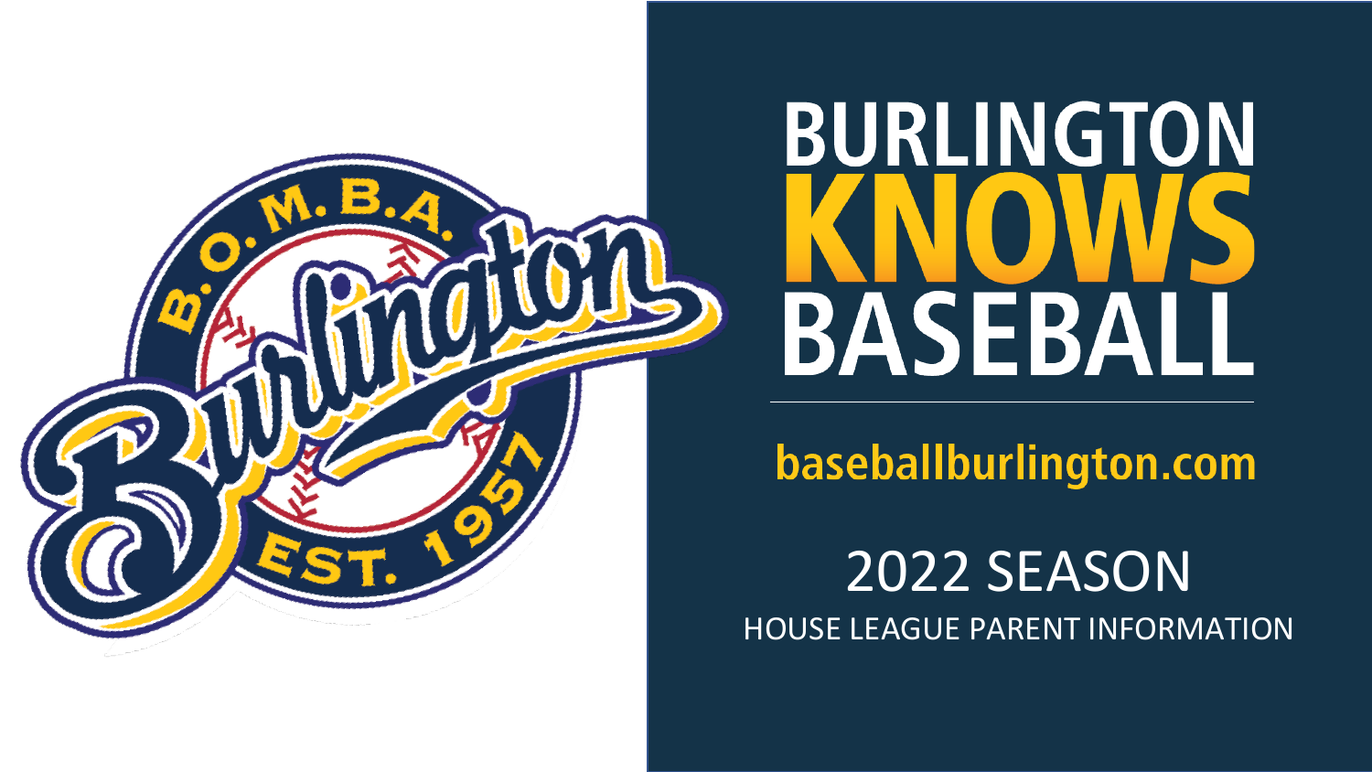# BURLINGTON KNOWS BASEBALL

baseballburlington.com

## 2022 SEASON

HOUSE LEAGUE PARENT INFORMATION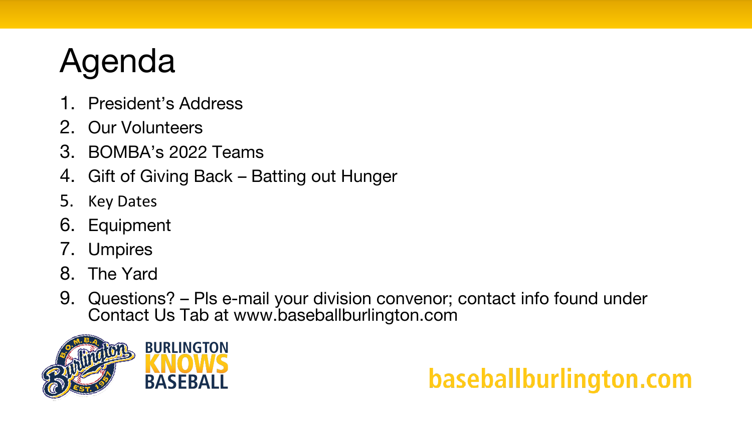# Agenda

1. President's Address
2. Our Volunteers
3. BOMBA's 2022 Teams
4. Gift of Giving Back – Batting out Hunger
5. Key Dates
6. Equipment
7. Umpires
8. The Yard
9. Questions? – Pls e-mail your division convenor; contact info found under Contact Us Tab at www.baseballburlington.com

BURLINGTON KNOWS BASEBALL

baseballburlington.com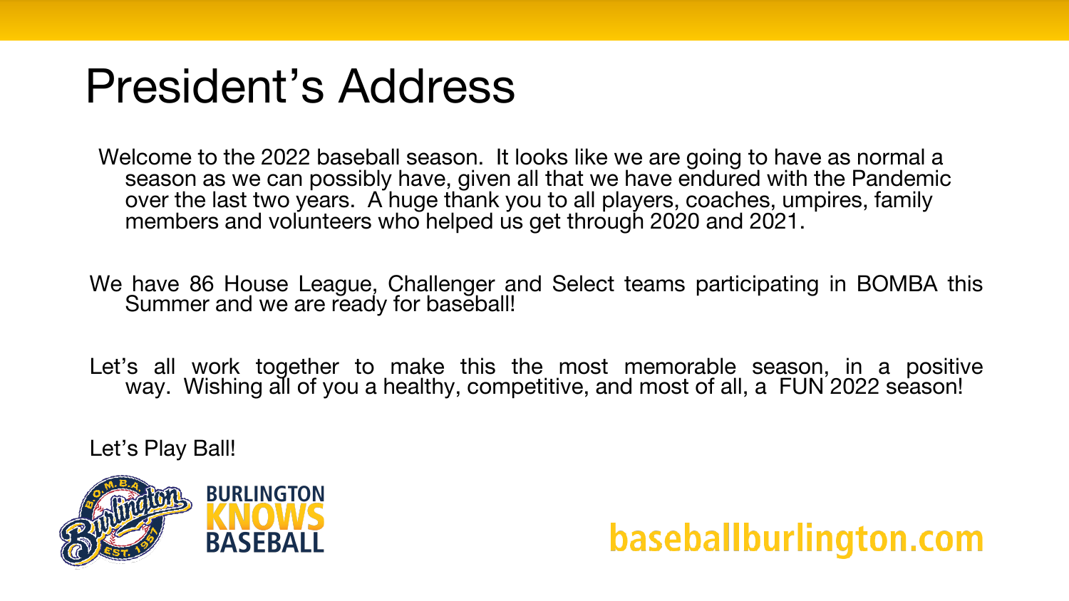# President's Address

Welcome to the 2022 baseball season. It looks like we are going to have as normal a season as we can possibly have, given all that we have endured with the Pandemic over the last two years. A huge thank you to all players, coaches, umpires, family members and volunteers who helped us get through 2020 and 2021.

We have 86 House League, Challenger and Select teams participating in BOMBA this Summer and we are ready for baseball!

Let's all work together to make this the most memorable season, in a positive way. Wishing all of you a healthy, competitive, and most of all, a FUN 2022 season!

Let's Play Ball!

BURLINGTON KNOWS BASEBALL

baseballburlington.com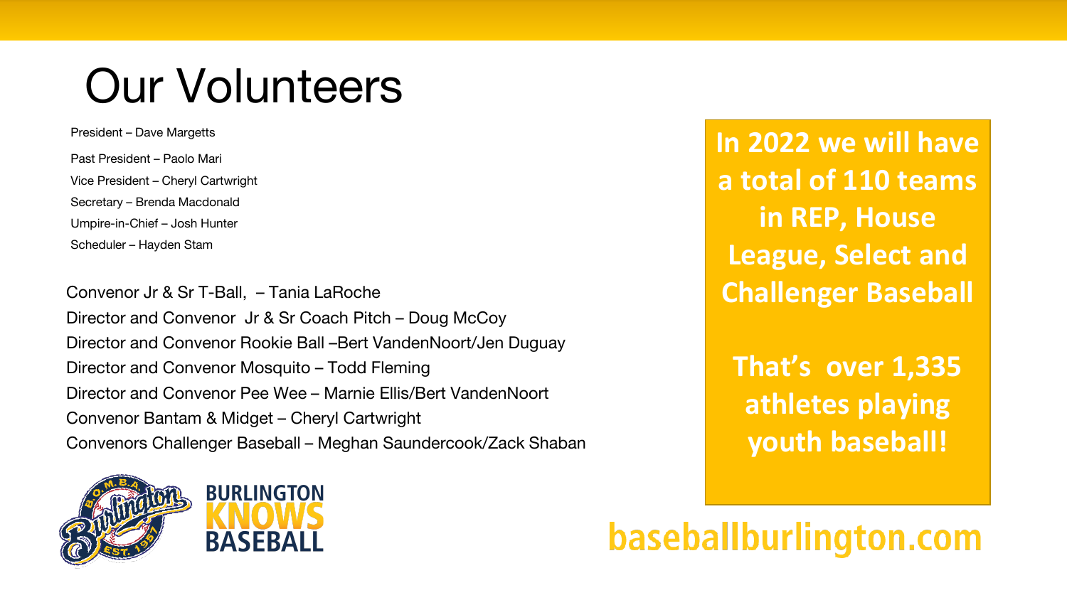# Our Volunteers

President – Dave Margetts

Past President – Paolo Mari

Vice President – Cheryl Cartwright

Secretary – Brenda Macdonald

Umpire-in-Chief – Josh Hunter

Scheduler – Hayden Stam

Convenor Jr & Sr T-Ball, – Tania LaRoche

Director and Convenor Jr & Sr Coach Pitch – Doug McCoy

Director and Convenor Rookie Ball –Bert VandenNoort/Jen Duguay

Director and Convenor Mosquito – Todd Fleming

Director and Convenor Pee Wee – Marnie Ellis/Bert VandenNoort

Convenor Bantam & Midget – Cheryl Cartwright

Convenors Challenger Baseball – Meghan Saundercook/Zack Shaban

BURLINGTON **KNOWS** BASEBALL

**In 2022 we will have a total of 110 teams in REP, House League, Select and Challenger Baseball**

**That's over 1,335 athletes playing youth baseball!**

**baseballburlington.com**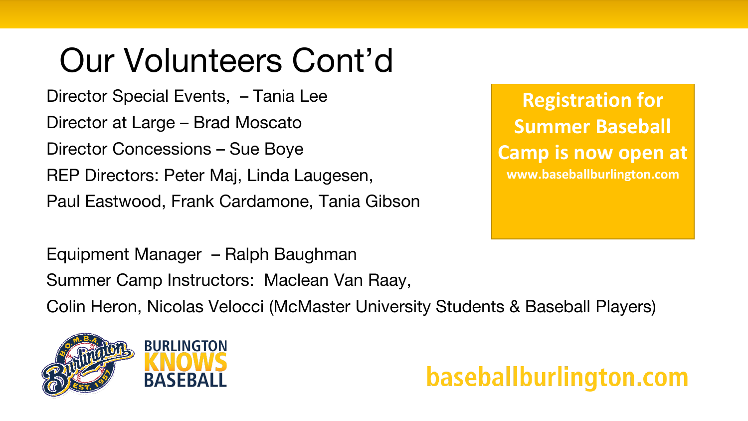# Our Volunteers Cont'd

Director Special Events, – Tania Lee

Director at Large – Brad Moscato

Director Concessions – Sue Boye

REP Directors: Peter Maj, Linda Laugesen,
Paul Eastwood, Frank Cardamone, Tania Gibson

**Registration for Summer Baseball Camp is now open at www.baseballburlington.com**

Equipment Manager – Ralph Baughman

Summer Camp Instructors: Maclean Van Raay,
Colin Heron, Nicolas Velocci (McMaster University Students & Baseball Players)

BURLINGTON KNOWS BASEBALL

baseballburlington.com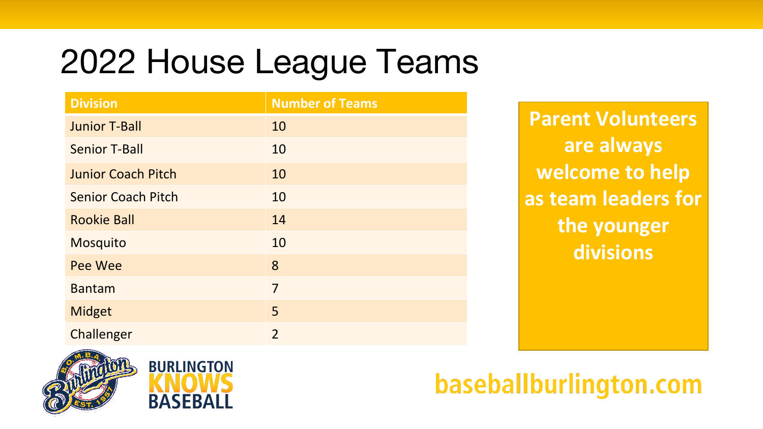# 2022 House League Teams

| Division | Number of Teams |
|---|---|
| Junior T-Ball | 10 |
| Senior T-Ball | 10 |
| Junior Coach Pitch | 10 |
| Senior Coach Pitch | 10 |
| Rookie Ball | 14 |
| Mosquito | 10 |
| Pee Wee | 8 |
| Bantam | 7 |
| Midget | 5 |
| Challenger | 2 |

**Parent Volunteers are always welcome to help as team leaders for the younger divisions**

BURLINGTON KNOWS BASEBALL

baseballburlington.com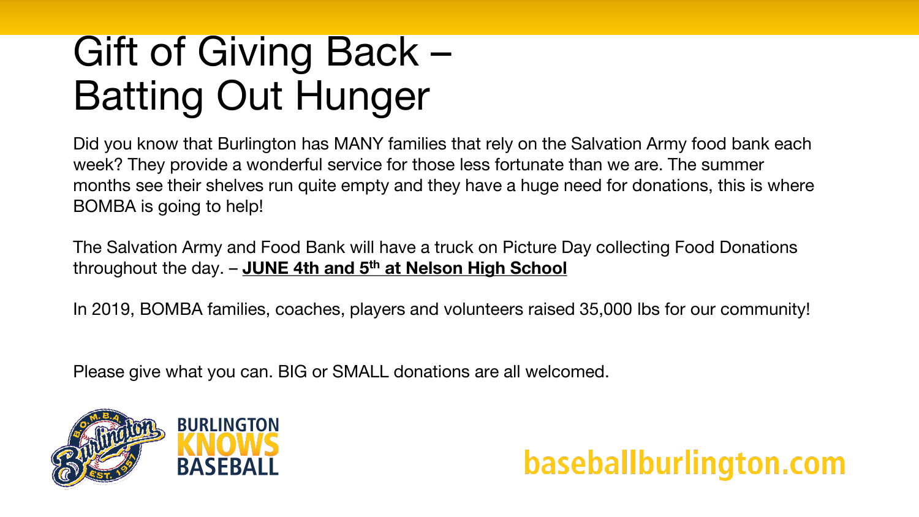# Gift of Giving Back – Batting Out Hunger

Did you know that Burlington has MANY families that rely on the Salvation Army food bank each week? They provide a wonderful service for those less fortunate than we are. The summer months see their shelves run quite empty and they have a huge need for donations, this is where BOMBA is going to help!

The Salvation Army and Food Bank will have a truck on Picture Day collecting Food Donations throughout the day. – **JUNE 4th and 5th at Nelson High School**

In 2019, BOMBA families, coaches, players and volunteers raised 35,000 lbs for our community!

Please give what you can. BIG or SMALL donations are all welcomed.

BURLINGTON KNOWS BASEBALL

baseballburlington.com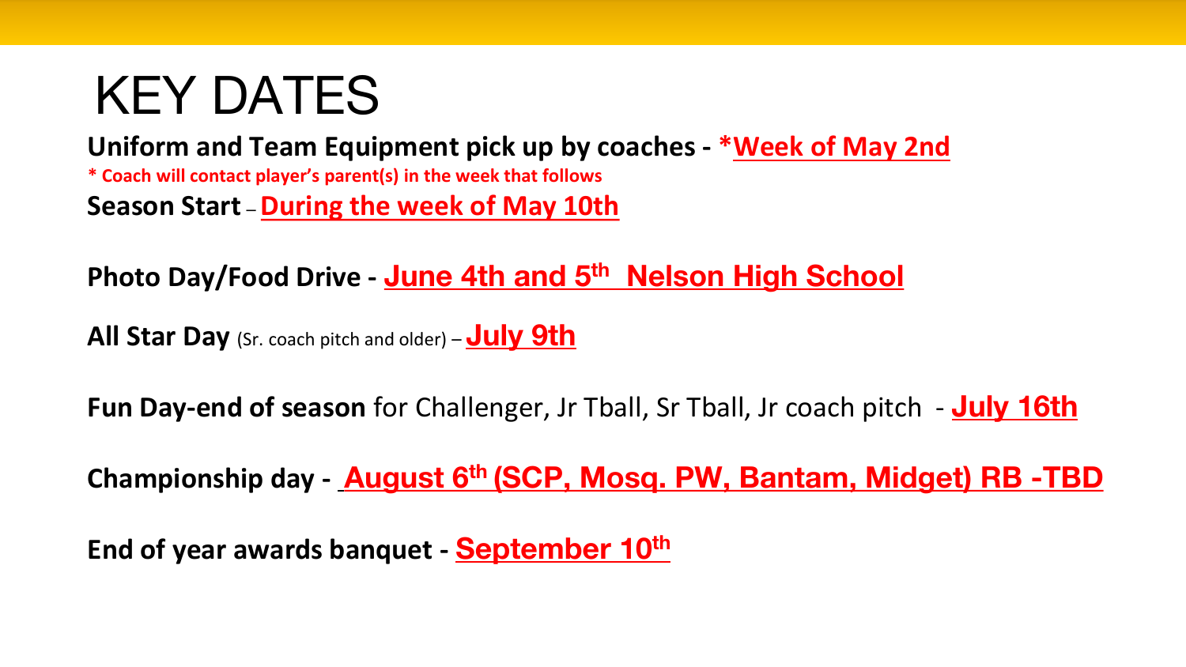# KEY DATES

**Uniform and Team Equipment pick up by coaches - *Week of May 2nd**

*** Coach will contact player's parent(s) in the week that follows**

**Season Start – During the week of May 10th**

**Photo Day/Food Drive - June 4th and 5th Nelson High School**

**All Star Day** (Sr. coach pitch and older) – **July 9th**

**Fun Day-end of season** for Challenger, Jr Tball, Sr Tball, Jr coach pitch - **July 16th**

**Championship day - August 6th (SCP, Mosq. PW, Bantam, Midget) RB -TBD**

**End of year awards banquet - September 10th**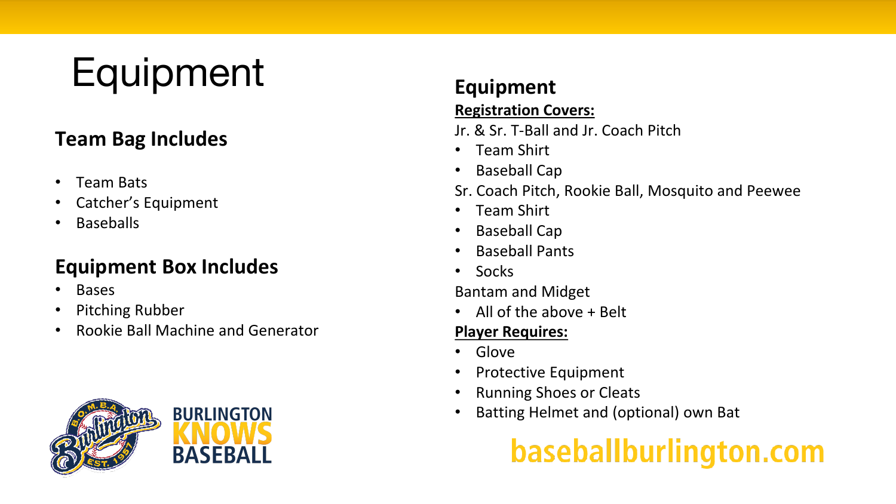# Equipment

## Team Bag Includes

- Team Bats
- Catcher's Equipment
- Baseballs

## Equipment Box Includes

- Bases
- Pitching Rubber
- Rookie Ball Machine and Generator

BURLINGTON KNOWS BASEBALL

## Equipment

**Registration Covers:**

Jr. & Sr. T-Ball and Jr. Coach Pitch

- Team Shirt
- Baseball Cap

Sr. Coach Pitch, Rookie Ball, Mosquito and Peewee

- Team Shirt
- Baseball Cap
- Baseball Pants
- Socks

Bantam and Midget

- All of the above + Belt

**Player Requires:**

- Glove
- Protective Equipment
- Running Shoes or Cleats
- Batting Helmet and (optional) own Bat

baseballburlington.com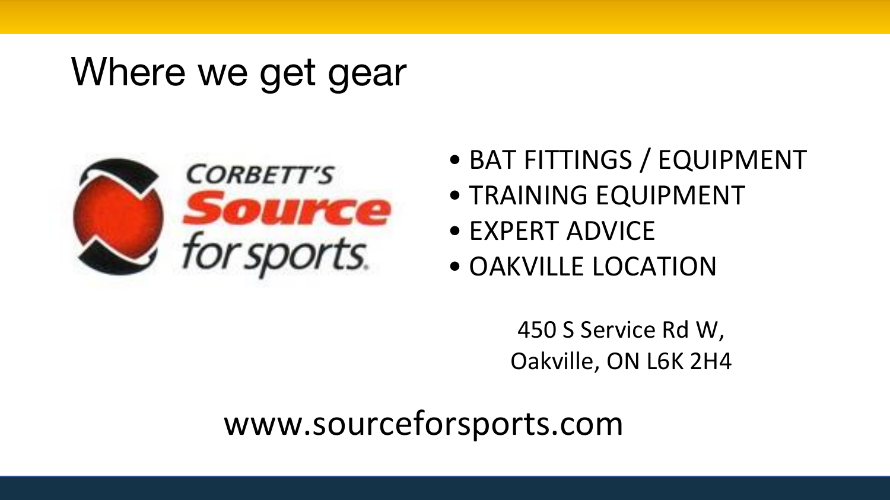# Where we get gear

CORBETT'S Source for sports

- BAT FITTINGS / EQUIPMENT
- TRAINING EQUIPMENT
- EXPERT ADVICE
- OAKVILLE LOCATION

450 S Service Rd W,
Oakville, ON L6K 2H4

www.sourceforsports.com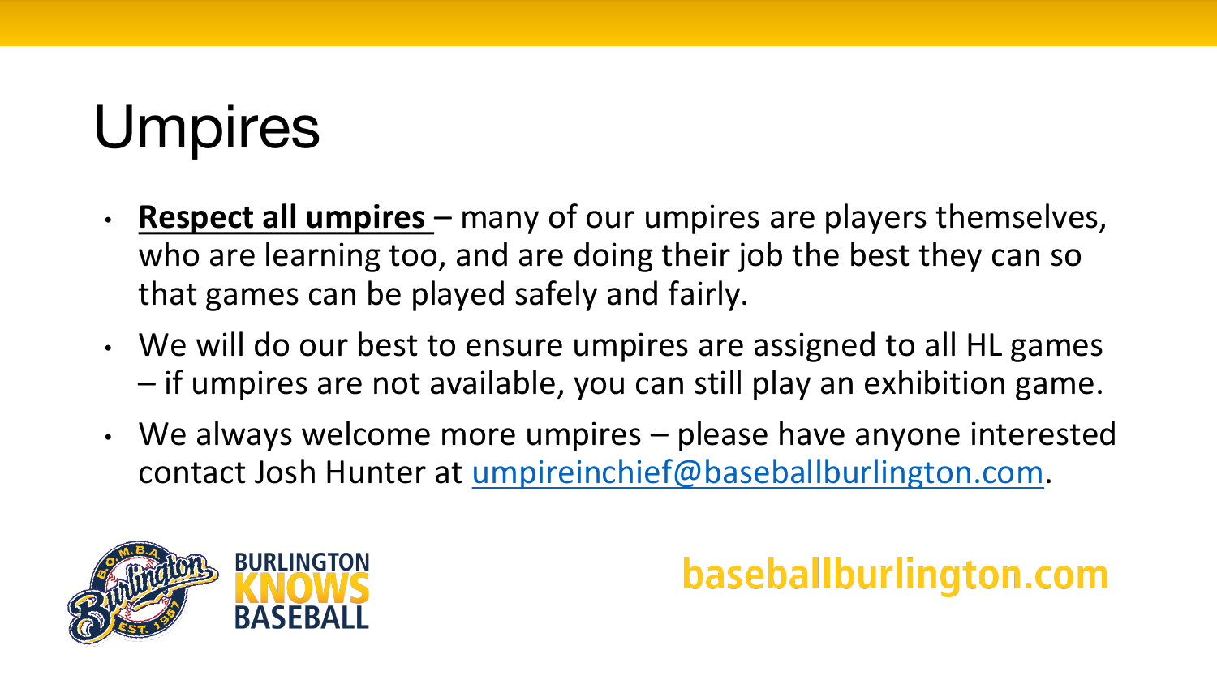# Umpires

- **Respect all umpires** – many of our umpires are players themselves, who are learning too, and are doing their job the best they can so that games can be played safely and fairly.
- We will do our best to ensure umpires are assigned to all HL games – if umpires are not available, you can still play an exhibition game.
- We always welcome more umpires – please have anyone interested contact Josh Hunter at umpireinchief@baseballburlington.com.

BURLINGTON KNOWS BASEBALL

baseballburlington.com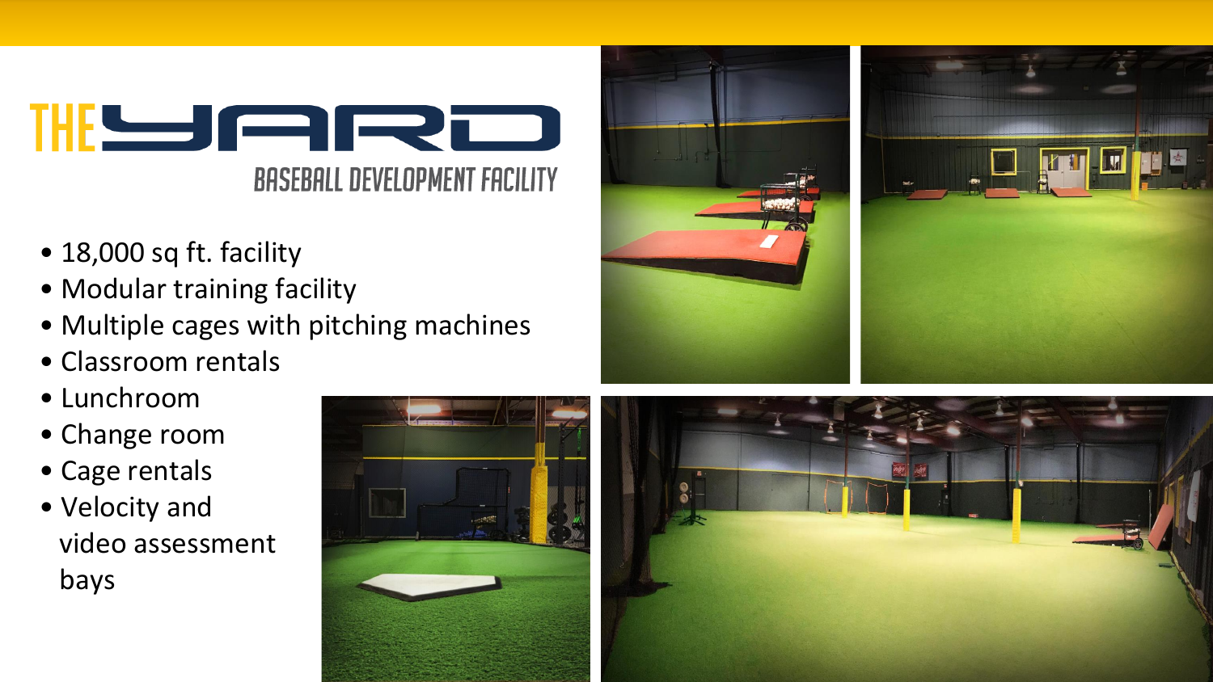# THE YARD

## BASEBALL DEVELOPMENT FACILITY

- 18,000 sq ft. facility
- Modular training facility
- Multiple cages with pitching machines
- Classroom rentals
- Lunchroom
- Change room
- Cage rentals
- Velocity and video assessment bays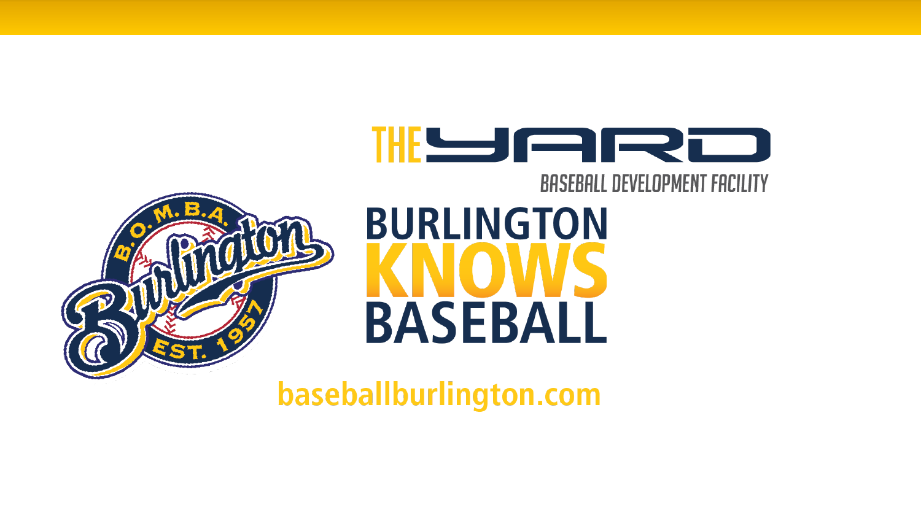THE YARD

BASEBALL DEVELOPMENT FACILITY

B.O.M.B.A. Burlington EST. 1957

BURLINGTON KNOWS BASEBALL

baseballburlington.com